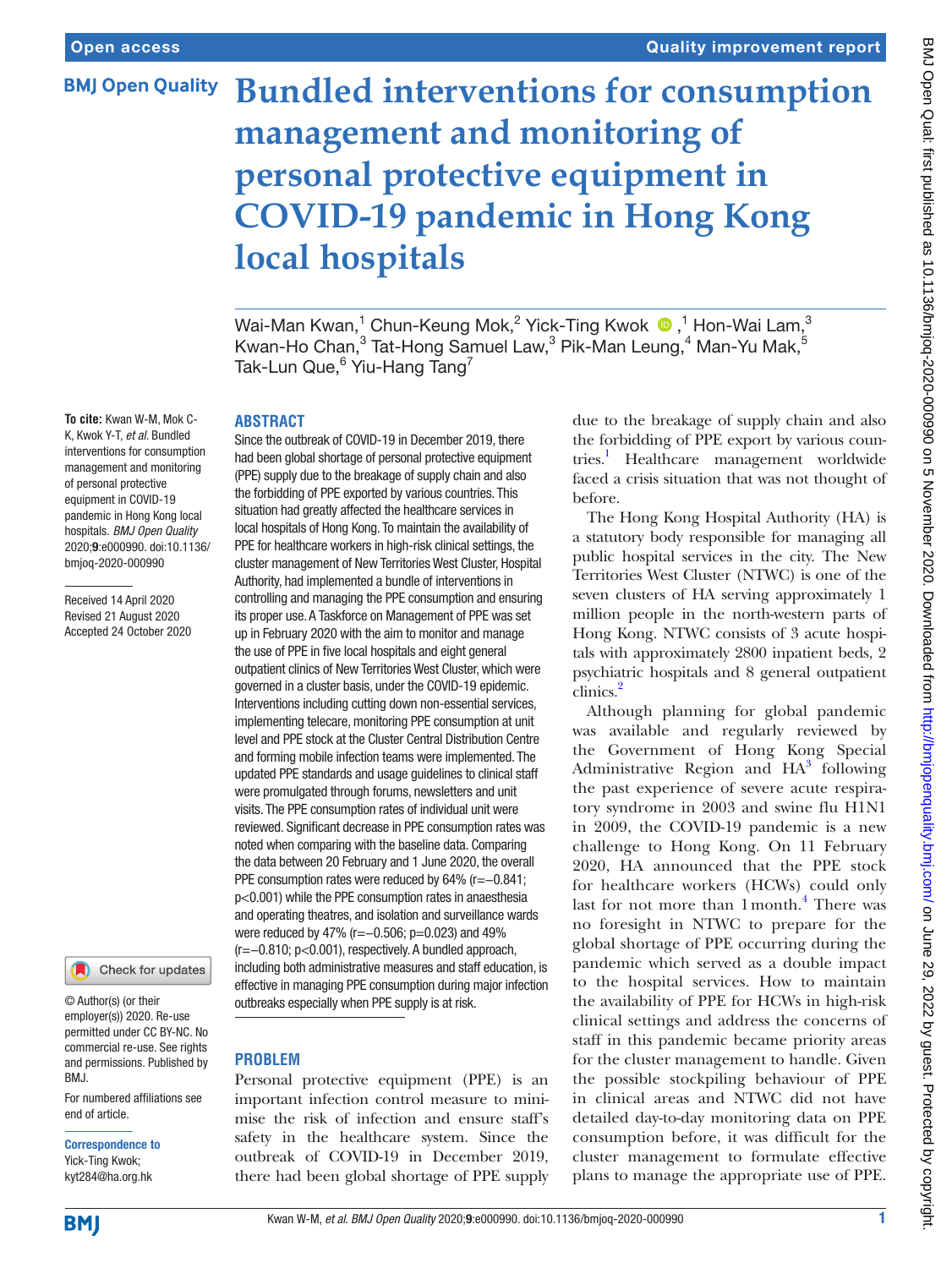# Bundled interventions for consumption management and monitoring of personal protective equipment in COVID-19 pandemic in Hong Kong local hospitals

Wai-Man Kwan,[1] Chun-Keung Mok,[2] Yick-Ting Kwok,[1] Hon-Wai Lam,[3] Kwan-Ho Chan,[3] Tat-Hong Samuel Law,[3] Pik-Man Leung,[4] Man-Yu Mak,[5] Tak-Lun Que,[6] Yiu-Hang Tang[7]

**To cite:** Kwan W-M, Mok C-K, Kwok Y-T, *et al*. Bundled interventions for consumption management and monitoring of personal protective equipment in COVID-19 pandemic in Hong Kong local hospitals. *BMJ Open Quality* 2020;**9**:e000990. doi:10.1136/bmjoq-2020-000990

Received 14 April 2020
Revised 21 August 2020
Accepted 24 October 2020

© Author(s) (or their employer(s)) 2020. Re-use permitted under CC BY-NC. No commercial re-use. See rights and permissions. Published by BMJ.

For numbered affiliations see end of article.

**Correspondence to**
Yick-Ting Kwok;
kyt284@ha.org.hk

## ABSTRACT

Since the outbreak of COVID-19 in December 2019, there had been global shortage of personal protective equipment (PPE) supply due to the breakage of supply chain and also the forbidding of PPE exported by various countries. This situation had greatly affected the healthcare services in local hospitals of Hong Kong. To maintain the availability of PPE for healthcare workers in high-risk clinical settings, the cluster management of New Territories West Cluster, Hospital Authority, had implemented a bundle of interventions in controlling and managing the PPE consumption and ensuring its proper use. A Taskforce on Management of PPE was set up in February 2020 with the aim to monitor and manage the use of PPE in five local hospitals and eight general outpatient clinics of New Territories West Cluster, which were governed in a cluster basis, under the COVID-19 epidemic. Interventions including cutting down non-essential services, implementing telecare, monitoring PPE consumption at unit level and PPE stock at the Cluster Central Distribution Centre and forming mobile infection teams were implemented. The updated PPE standards and usage guidelines to clinical staff were promulgated through forums, newsletters and unit visits. The PPE consumption rates of individual unit were reviewed. Significant decrease in PPE consumption rates was noted when comparing with the baseline data. Comparing the data between 20 February and 1 June 2020, the overall PPE consumption rates were reduced by 64% ($r=-0.841$; $p<0.001$) while the PPE consumption rates in anaesthesia and operating theatres, and isolation and surveillance wards were reduced by 47% ($r=-0.506$; $p=0.023$) and 49% ($r=-0.810$; $p<0.001$), respectively. A bundled approach, including both administrative measures and staff education, is effective in managing PPE consumption during major infection outbreaks especially when PPE supply is at risk.

## PROBLEM

Personal protective equipment (PPE) is an important infection control measure to minimise the risk of infection and ensure staff's safety in the healthcare system. Since the outbreak of COVID-19 in December 2019, there had been global shortage of PPE supply due to the breakage of supply chain and also the forbidding of PPE export by various countries.[1] Healthcare management worldwide faced a crisis situation that was not thought of before.

The Hong Kong Hospital Authority (HA) is a statutory body responsible for managing all public hospital services in the city. The New Territories West Cluster (NTWC) is one of the seven clusters of HA serving approximately 1 million people in the north-western parts of Hong Kong. NTWC consists of 3 acute hospitals with approximately 2800 inpatient beds, 2 psychiatric hospitals and 8 general outpatient clinics.[2]

Although planning for global pandemic was available and regularly reviewed by the Government of Hong Kong Special Administrative Region and HA[3] following the past experience of severe acute respiratory syndrome in 2003 and swine flu H1N1 in 2009, the COVID-19 pandemic is a new challenge to Hong Kong. On 11 February 2020, HA announced that the PPE stock for healthcare workers (HCWs) could only last for not more than 1 month.[4] There was no foresight in NTWC to prepare for the global shortage of PPE occurring during the pandemic which served as a double impact to the hospital services. How to maintain the availability of PPE for HCWs in high-risk clinical settings and address the concerns of staff in this pandemic became priority areas for the cluster management to handle. Given the possible stockpiling behaviour of PPE in clinical areas and NTWC did not have detailed day-to-day monitoring data on PPE consumption before, it was difficult for the cluster management to formulate effective plans to manage the appropriate use of PPE.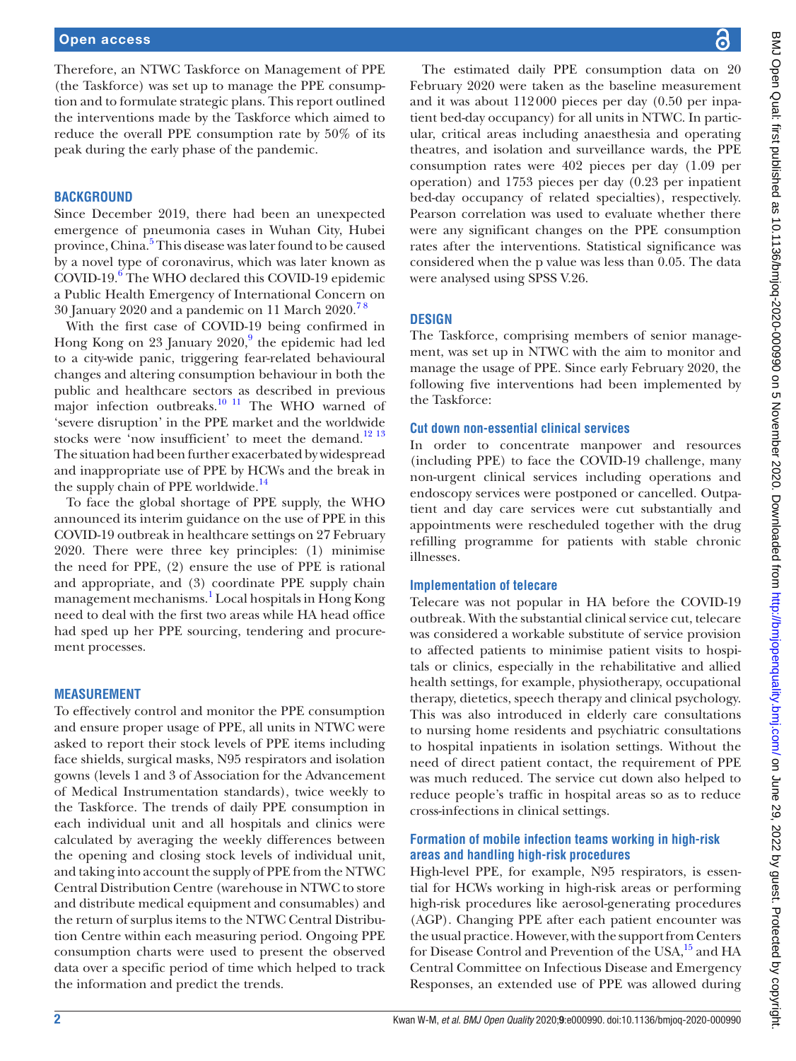Therefore, an NTWC Taskforce on Management of PPE (the Taskforce) was set up to manage the PPE consumption and to formulate strategic plans. This report outlined the interventions made by the Taskforce which aimed to reduce the overall PPE consumption rate by 50% of its peak during the early phase of the pandemic.

## BACKGROUND

Since December 2019, there had been an unexpected emergence of pneumonia cases in Wuhan City, Hubei province, China.[5] This disease was later found to be caused by a novel type of coronavirus, which was later known as COVID-19.[6] The WHO declared this COVID-19 epidemic a Public Health Emergency of International Concern on 30 January 2020 and a pandemic on 11 March 2020.[7 8]

With the first case of COVID-19 being confirmed in Hong Kong on 23 January 2020,[9] the epidemic had led to a city-wide panic, triggering fear-related behavioural changes and altering consumption behaviour in both the public and healthcare sectors as described in previous major infection outbreaks.[10 11] The WHO warned of 'severe disruption' in the PPE market and the worldwide stocks were 'now insufficient' to meet the demand.[12 13] The situation had been further exacerbated by widespread and inappropriate use of PPE by HCWs and the break in the supply chain of PPE worldwide.[14]

To face the global shortage of PPE supply, the WHO announced its interim guidance on the use of PPE in this COVID-19 outbreak in healthcare settings on 27 February 2020. There were three key principles: (1) minimise the need for PPE, (2) ensure the use of PPE is rational and appropriate, and (3) coordinate PPE supply chain management mechanisms.[1] Local hospitals in Hong Kong need to deal with the first two areas while HA head office had sped up her PPE sourcing, tendering and procurement processes.

## MEASUREMENT

To effectively control and monitor the PPE consumption and ensure proper usage of PPE, all units in NTWC were asked to report their stock levels of PPE items including face shields, surgical masks, N95 respirators and isolation gowns (levels 1 and 3 of Association for the Advancement of Medical Instrumentation standards), twice weekly to the Taskforce. The trends of daily PPE consumption in each individual unit and all hospitals and clinics were calculated by averaging the weekly differences between the opening and closing stock levels of individual unit, and taking into account the supply of PPE from the NTWC Central Distribution Centre (warehouse in NTWC to store and distribute medical equipment and consumables) and the return of surplus items to the NTWC Central Distribution Centre within each measuring period. Ongoing PPE consumption charts were used to present the observed data over a specific period of time which helped to track the information and predict the trends.

The estimated daily PPE consumption data on 20 February 2020 were taken as the baseline measurement and it was about 112 000 pieces per day (0.50 per inpatient bed-day occupancy) for all units in NTWC. In particular, critical areas including anaesthesia and operating theatres, and isolation and surveillance wards, the PPE consumption rates were 402 pieces per day (1.09 per operation) and 1753 pieces per day (0.23 per inpatient bed-day occupancy of related specialties), respectively. Pearson correlation was used to evaluate whether there were any significant changes on the PPE consumption rates after the interventions. Statistical significance was considered when the p value was less than 0.05. The data were analysed using SPSS V.26.

## DESIGN

The Taskforce, comprising members of senior management, was set up in NTWC with the aim to monitor and manage the usage of PPE. Since early February 2020, the following five interventions had been implemented by the Taskforce:

### Cut down non-essential clinical services

In order to concentrate manpower and resources (including PPE) to face the COVID-19 challenge, many non-urgent clinical services including operations and endoscopy services were postponed or cancelled. Outpatient and day care services were cut substantially and appointments were rescheduled together with the drug refilling programme for patients with stable chronic illnesses.

### Implementation of telecare

Telecare was not popular in HA before the COVID-19 outbreak. With the substantial clinical service cut, telecare was considered a workable substitute of service provision to affected patients to minimise patient visits to hospitals or clinics, especially in the rehabilitative and allied health settings, for example, physiotherapy, occupational therapy, dietetics, speech therapy and clinical psychology. This was also introduced in elderly care consultations to nursing home residents and psychiatric consultations to hospital inpatients in isolation settings. Without the need of direct patient contact, the requirement of PPE was much reduced. The service cut down also helped to reduce people's traffic in hospital areas so as to reduce cross-infections in clinical settings.

### Formation of mobile infection teams working in high-risk areas and handling high-risk procedures

High-level PPE, for example, N95 respirators, is essential for HCWs working in high-risk areas or performing high-risk procedures like aerosol-generating procedures (AGP). Changing PPE after each patient encounter was the usual practice. However, with the support from Centers for Disease Control and Prevention of the USA,[15] and HA Central Committee on Infectious Disease and Emergency Responses, an extended use of PPE was allowed during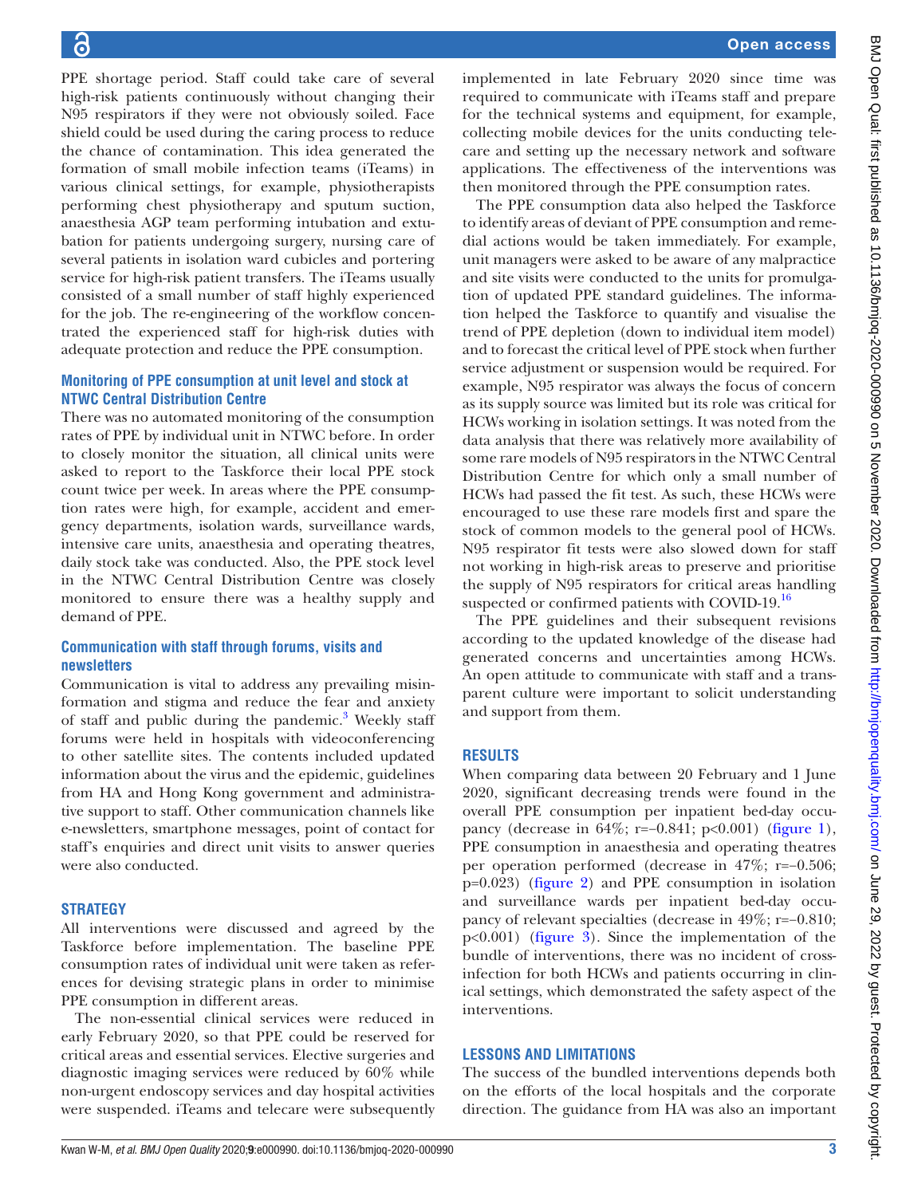PPE shortage period. Staff could take care of several high-risk patients continuously without changing their N95 respirators if they were not obviously soiled. Face shield could be used during the caring process to reduce the chance of contamination. This idea generated the formation of small mobile infection teams (iTeams) in various clinical settings, for example, physiotherapists performing chest physiotherapy and sputum suction, anaesthesia AGP team performing intubation and extubation for patients undergoing surgery, nursing care of several patients in isolation ward cubicles and portering service for high-risk patient transfers. The iTeams usually consisted of a small number of staff highly experienced for the job. The re-engineering of the workflow concentrated the experienced staff for high-risk duties with adequate protection and reduce the PPE consumption.

### Monitoring of PPE consumption at unit level and stock at NTWC Central Distribution Centre

There was no automated monitoring of the consumption rates of PPE by individual unit in NTWC before. In order to closely monitor the situation, all clinical units were asked to report to the Taskforce their local PPE stock count twice per week. In areas where the PPE consumption rates were high, for example, accident and emergency departments, isolation wards, surveillance wards, intensive care units, anaesthesia and operating theatres, daily stock take was conducted. Also, the PPE stock level in the NTWC Central Distribution Centre was closely monitored to ensure there was a healthy supply and demand of PPE.

### Communication with staff through forums, visits and newsletters

Communication is vital to address any prevailing misinformation and stigma and reduce the fear and anxiety of staff and public during the pandemic.[3] Weekly staff forums were held in hospitals with videoconferencing to other satellite sites. The contents included updated information about the virus and the epidemic, guidelines from HA and Hong Kong government and administrative support to staff. Other communication channels like e-newsletters, smartphone messages, point of contact for staff's enquiries and direct unit visits to answer queries were also conducted.

## STRATEGY

All interventions were discussed and agreed by the Taskforce before implementation. The baseline PPE consumption rates of individual unit were taken as references for devising strategic plans in order to minimise PPE consumption in different areas.

The non-essential clinical services were reduced in early February 2020, so that PPE could be reserved for critical areas and essential services. Elective surgeries and diagnostic imaging services were reduced by 60% while non-urgent endoscopy services and day hospital activities were suspended. iTeams and telecare were subsequently implemented in late February 2020 since time was required to communicate with iTeams staff and prepare for the technical systems and equipment, for example, collecting mobile devices for the units conducting telecare and setting up the necessary network and software applications. The effectiveness of the interventions was then monitored through the PPE consumption rates.

The PPE consumption data also helped the Taskforce to identify areas of deviant of PPE consumption and remedial actions would be taken immediately. For example, unit managers were asked to be aware of any malpractice and site visits were conducted to the units for promulgation of updated PPE standard guidelines. The information helped the Taskforce to quantify and visualise the trend of PPE depletion (down to individual item model) and to forecast the critical level of PPE stock when further service adjustment or suspension would be required. For example, N95 respirator was always the focus of concern as its supply source was limited but its role was critical for HCWs working in isolation settings. It was noted from the data analysis that there was relatively more availability of some rare models of N95 respirators in the NTWC Central Distribution Centre for which only a small number of HCWs had passed the fit test. As such, these HCWs were encouraged to use these rare models first and spare the stock of common models to the general pool of HCWs. N95 respirator fit tests were also slowed down for staff not working in high-risk areas to preserve and prioritise the supply of N95 respirators for critical areas handling suspected or confirmed patients with COVID-19.[16]

The PPE guidelines and their subsequent revisions according to the updated knowledge of the disease had generated concerns and uncertainties among HCWs. An open attitude to communicate with staff and a transparent culture were important to solicit understanding and support from them.

## RESULTS

When comparing data between 20 February and 1 June 2020, significant decreasing trends were found in the overall PPE consumption per inpatient bed-day occupancy (decrease in 64%; $r=-0.841$; $p<0.001$) (figure 1), PPE consumption in anaesthesia and operating theatres per operation performed (decrease in 47%; $r=-0.506$; $p=0.023$) (figure 2) and PPE consumption in isolation and surveillance wards per inpatient bed-day occupancy of relevant specialties (decrease in 49%; $r=-0.810$; $p<0.001$) (figure 3). Since the implementation of the bundle of interventions, there was no incident of cross-infection for both HCWs and patients occurring in clinical settings, which demonstrated the safety aspect of the interventions.

## LESSONS AND LIMITATIONS

The success of the bundled interventions depends both on the efforts of the local hospitals and the corporate direction. The guidance from HA was also an important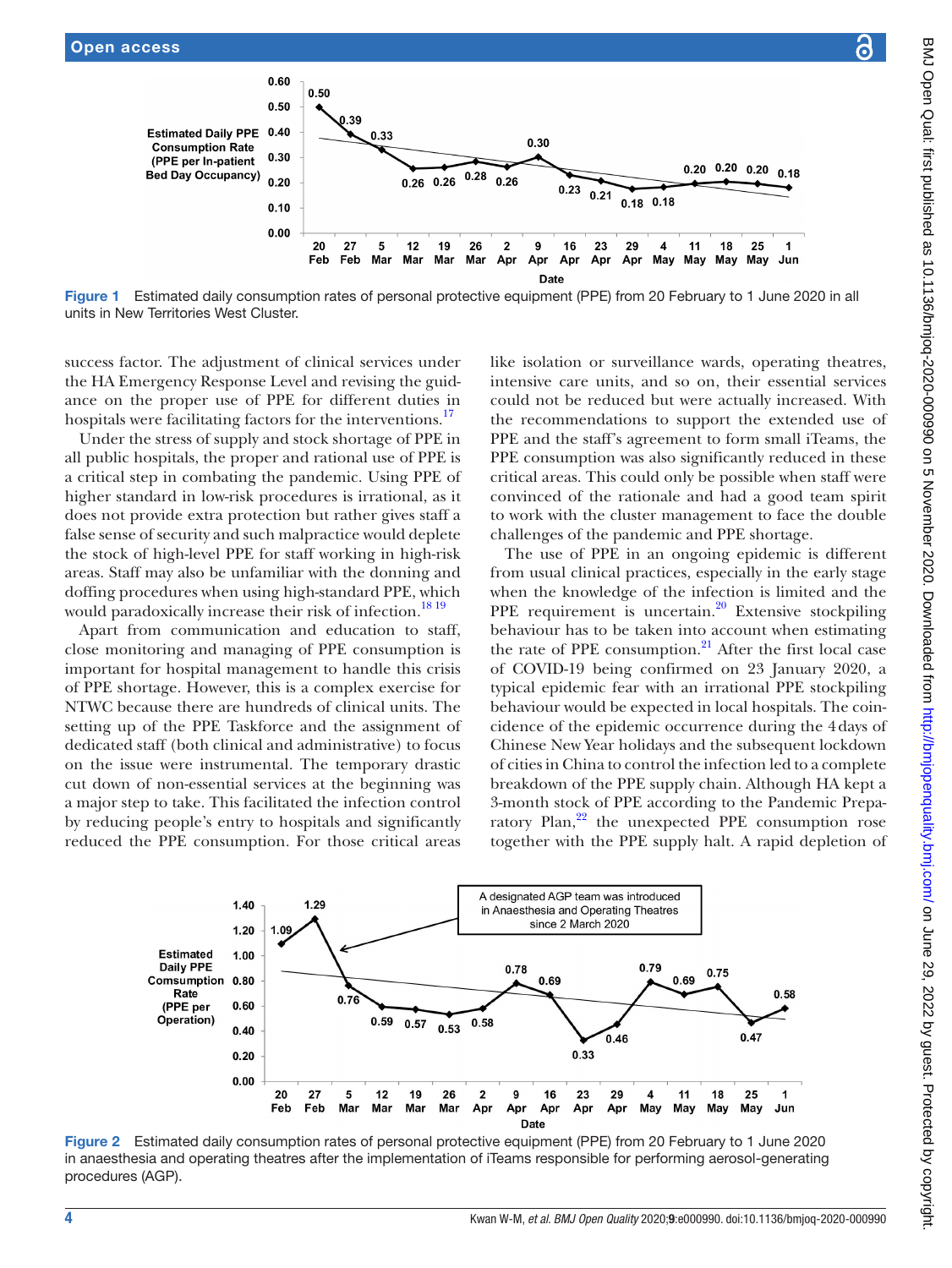Figure 1 Estimated daily consumption rates of personal protective equipment (PPE) from 20 February to 1 June 2020 in all units in New Territories West Cluster.

success factor. The adjustment of clinical services under the HA Emergency Response Level and revising the guidance on the proper use of PPE for different duties in hospitals were facilitating factors for the interventions.[17]

Under the stress of supply and stock shortage of PPE in all public hospitals, the proper and rational use of PPE is a critical step in combating the pandemic. Using PPE of higher standard in low-risk procedures is irrational, as it does not provide extra protection but rather gives staff a false sense of security and such malpractice would deplete the stock of high-level PPE for staff working in high-risk areas. Staff may also be unfamiliar with the donning and doffing procedures when using high-standard PPE, which would paradoxically increase their risk of infection.[18,19]

Apart from communication and education to staff, close monitoring and managing of PPE consumption is important for hospital management to handle this crisis of PPE shortage. However, this is a complex exercise for NTWC because there are hundreds of clinical units. The setting up of the PPE Taskforce and the assignment of dedicated staff (both clinical and administrative) to focus on the issue were instrumental. The temporary drastic cut down of non-essential services at the beginning was a major step to take. This facilitated the infection control by reducing people's entry to hospitals and significantly reduced the PPE consumption. For those critical areas like isolation or surveillance wards, operating theatres, intensive care units, and so on, their essential services could not be reduced but were actually increased. With the recommendations to support the extended use of PPE and the staff's agreement to form small iTeams, the PPE consumption was also significantly reduced in these critical areas. This could only be possible when staff were convinced of the rationale and had a good team spirit to work with the cluster management to face the double challenges of the pandemic and PPE shortage.

The use of PPE in an ongoing epidemic is different from usual clinical practices, especially in the early stage when the knowledge of the infection is limited and the PPE requirement is uncertain.[20] Extensive stockpiling behaviour has to be taken into account when estimating the rate of PPE consumption.[21] After the first local case of COVID-19 being confirmed on 23 January 2020, a typical epidemic fear with an irrational PPE stockpiling behaviour would be expected in local hospitals. The coincidence of the epidemic occurrence during the 4 days of Chinese New Year holidays and the subsequent lockdown of cities in China to control the infection led to a complete breakdown of the PPE supply chain. Although HA kept a 3-month stock of PPE according to the Pandemic Preparatory Plan,[22] the unexpected PPE consumption rose together with the PPE supply halt. A rapid depletion of

Figure 2 Estimated daily consumption rates of personal protective equipment (PPE) from 20 February to 1 June 2020 in anaesthesia and operating theatres after the implementation of iTeams responsible for performing aerosol-generating procedures (AGP).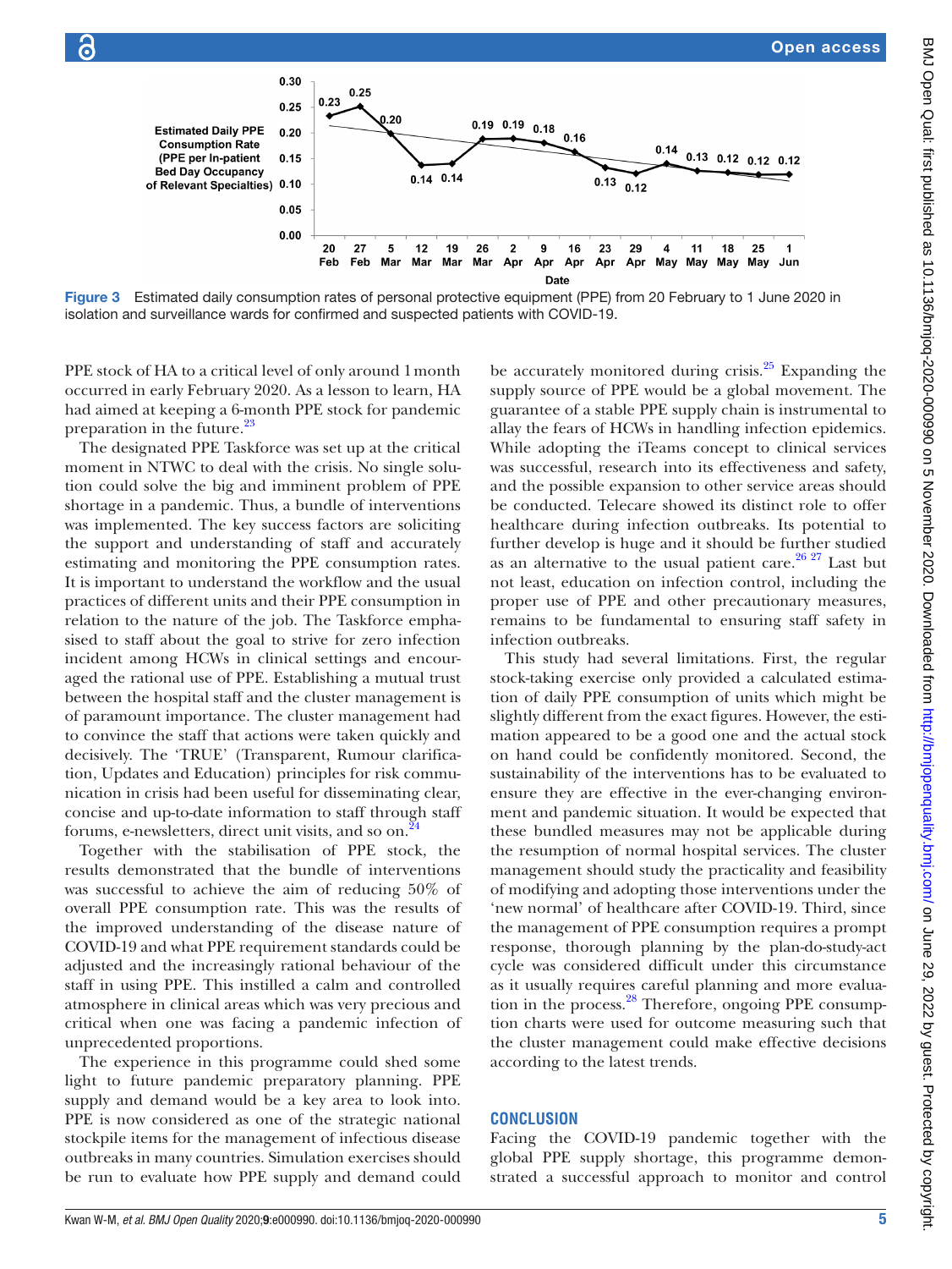Figure 3 Estimated daily consumption rates of personal protective equipment (PPE) from 20 February to 1 June 2020 in isolation and surveillance wards for confirmed and suspected patients with COVID-19.

PPE stock of HA to a critical level of only around 1 month occurred in early February 2020. As a lesson to learn, HA had aimed at keeping a 6-month PPE stock for pandemic preparation in the future.[23]

The designated PPE Taskforce was set up at the critical moment in NTWC to deal with the crisis. No single solution could solve the big and imminent problem of PPE shortage in a pandemic. Thus, a bundle of interventions was implemented. The key success factors are soliciting the support and understanding of staff and accurately estimating and monitoring the PPE consumption rates. It is important to understand the workflow and the usual practices of different units and their PPE consumption in relation to the nature of the job. The Taskforce emphasised to staff about the goal to strive for zero infection incident among HCWs in clinical settings and encouraged the rational use of PPE. Establishing a mutual trust between the hospital staff and the cluster management is of paramount importance. The cluster management had to convince the staff that actions were taken quickly and decisively. The 'TRUE' (Transparent, Rumour clarification, Updates and Education) principles for risk communication in crisis had been useful for disseminating clear, concise and up-to-date information to staff through staff forums, e-newsletters, direct unit visits, and so on.[24]

Together with the stabilisation of PPE stock, the results demonstrated that the bundle of interventions was successful to achieve the aim of reducing 50% of overall PPE consumption rate. This was the results of the improved understanding of the disease nature of COVID-19 and what PPE requirement standards could be adjusted and the increasingly rational behaviour of the staff in using PPE. This instilled a calm and controlled atmosphere in clinical areas which was very precious and critical when one was facing a pandemic infection of unprecedented proportions.

The experience in this programme could shed some light to future pandemic preparatory planning. PPE supply and demand would be a key area to look into. PPE is now considered as one of the strategic national stockpile items for the management of infectious disease outbreaks in many countries. Simulation exercises should be run to evaluate how PPE supply and demand could be accurately monitored during crisis.[25] Expanding the supply source of PPE would be a global movement. The guarantee of a stable PPE supply chain is instrumental to allay the fears of HCWs in handling infection epidemics. While adopting the iTeams concept to clinical services was successful, research into its effectiveness and safety, and the possible expansion to other service areas should be conducted. Telecare showed its distinct role to offer healthcare during infection outbreaks. Its potential to further develop is huge and it should be further studied as an alternative to the usual patient care.[26,27] Last but not least, education on infection control, including the proper use of PPE and other precautionary measures, remains to be fundamental to ensuring staff safety in infection outbreaks.

This study had several limitations. First, the regular stock-taking exercise only provided a calculated estimation of daily PPE consumption of units which might be slightly different from the exact figures. However, the estimation appeared to be a good one and the actual stock on hand could be confidently monitored. Second, the sustainability of the interventions has to be evaluated to ensure they are effective in the ever-changing environment and pandemic situation. It would be expected that these bundled measures may not be applicable during the resumption of normal hospital services. The cluster management should study the practicality and feasibility of modifying and adopting those interventions under the 'new normal' of healthcare after COVID-19. Third, since the management of PPE consumption requires a prompt response, thorough planning by the plan-do-study-act cycle was considered difficult under this circumstance as it usually requires careful planning and more evaluation in the process.[28] Therefore, ongoing PPE consumption charts were used for outcome measuring such that the cluster management could make effective decisions according to the latest trends.

## CONCLUSION

Facing the COVID-19 pandemic together with the global PPE supply shortage, this programme demonstrated a successful approach to monitor and control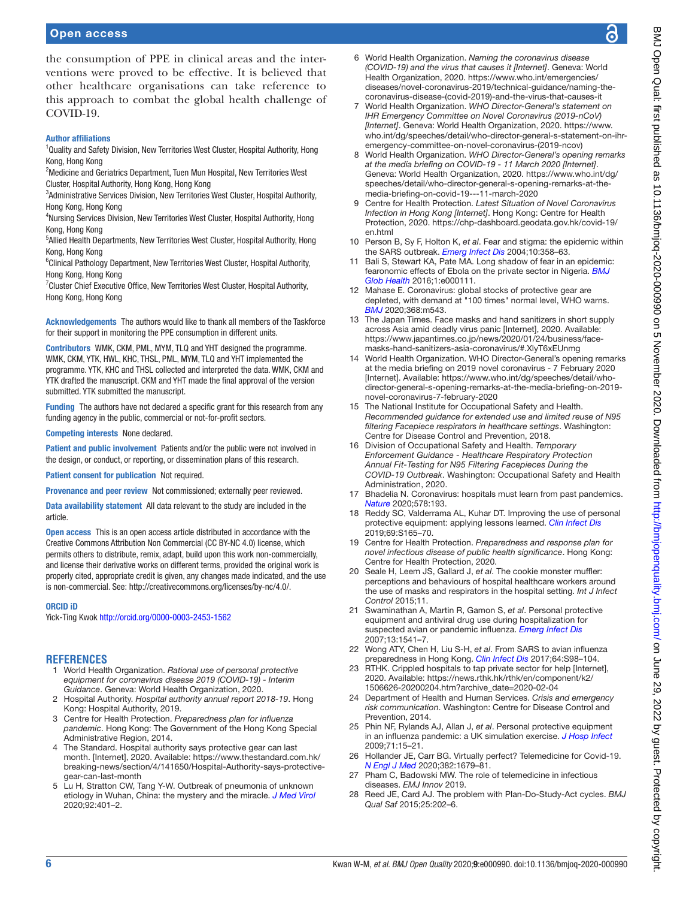the consumption of PPE in clinical areas and the interventions were proved to be effective. It is believed that other healthcare organisations can take reference to this approach to combat the global health challenge of COVID-19.

**Author affiliations**

[1]Quality and Safety Division, New Territories West Cluster, Hospital Authority, Hong Kong, Hong Kong
[2]Medicine and Geriatrics Department, Tuen Mun Hospital, New Territories West Cluster, Hospital Authority, Hong Kong, Hong Kong
[3]Administrative Services Division, New Territories West Cluster, Hospital Authority, Hong Kong, Hong Kong
[4]Nursing Services Division, New Territories West Cluster, Hospital Authority, Hong Kong, Hong Kong
[5]Allied Health Departments, New Territories West Cluster, Hospital Authority, Hong Kong, Hong Kong
[6]Clinical Pathology Department, New Territories West Cluster, Hospital Authority, Hong Kong, Hong Kong
[7]Cluster Chief Executive Office, New Territories West Cluster, Hospital Authority, Hong Kong, Hong Kong

**Acknowledgements** The authors would like to thank all members of the Taskforce for their support in monitoring the PPE consumption in different units.

**Contributors** WMK, CKM, PML, MYM, TLQ and YHT designed the programme. WMK, CKM, YTK, HWL, KHC, THSL, PML, MYM, TLQ and YHT implemented the programme. YTK, KHC and THSL collected and interpreted the data. WMK, CKM and YTK drafted the manuscript. CKM and YHT made the final approval of the version submitted. YTK submitted the manuscript.

**Funding** The authors have not declared a specific grant for this research from any funding agency in the public, commercial or not-for-profit sectors.

**Competing interests** None declared.

**Patient and public involvement** Patients and/or the public were not involved in the design, or conduct, or reporting, or dissemination plans of this research.

**Patient consent for publication** Not required.

**Provenance and peer review** Not commissioned; externally peer reviewed.

**Data availability statement** All data relevant to the study are included in the article.

**Open access** This is an open access article distributed in accordance with the Creative Commons Attribution Non Commercial (CC BY-NC 4.0) license, which permits others to distribute, remix, adapt, build upon this work non-commercially, and license their derivative works on different terms, provided the original work is properly cited, appropriate credit is given, any changes made indicated, and the use is non-commercial. See: http://creativecommons.org/licenses/by-nc/4.0/.

**ORCID iD**

Yick-Ting Kwok http://orcid.org/0000-0003-2453-1562

## REFERENCES

1. World Health Organization. *Rational use of personal protective equipment for coronavirus disease 2019 (COVID-19) - Interim Guidance*. Geneva: World Health Organization, 2020.
2. Hospital Authority. *Hospital authority annual report 2018-19*. Hong Kong: Hospital Authority, 2019.
3. Centre for Health Protection. *Preparedness plan for influenza pandemic*. Hong Kong: The Government of the Hong Kong Special Administrative Region, 2014.
4. The Standard. Hospital authority says protective gear can last month. [Internet], 2020. Available: https://www.thestandard.com.hk/breaking-news/section/4/141650/Hospital-Authority-says-protective-gear-can-last-month
5. Lu H, Stratton CW, Tang Y-W. Outbreak of pneumonia of unknown etiology in Wuhan, China: the mystery and the miracle. *J Med Virol* 2020;92:401–2.
6. World Health Organization. *Naming the coronavirus disease (COVID-19) and the virus that causes it [Internet]*. Geneva: World Health Organization, 2020. https://www.who.int/emergencies/diseases/novel-coronavirus-2019/technical-guidance/naming-the-coronavirus-disease-(covid-2019)-and-the-virus-that-causes-it
7. World Health Organization. *WHO Director-General's statement on IHR Emergency Committee on Novel Coronavirus (2019-nCoV) [Internet]*. Geneva: World Health Organization, 2020. https://www.who.int/dg/speeches/detail/who-director-general-s-statement-on-ihr-emergency-committee-on-novel-coronavirus-(2019-ncov)
8. World Health Organization. *WHO Director-General's opening remarks at the media briefing on COVID-19 - 11 March 2020 [Internet]*. Geneva: World Health Organization, 2020. https://www.who.int/dg/speeches/detail/who-director-general-s-opening-remarks-at-the-media-briefing-on-covid-19---11-march-2020
9. Centre for Health Protection. *Latest Situation of Novel Coronavirus Infection in Hong Kong [Internet]*. Hong Kong: Centre for Health Protection, 2020. https://chp-dashboard.geodata.gov.hk/covid-19/en.html
10. Person B, Sy F, Holton K, *et al*. Fear and stigma: the epidemic within the SARS outbreak. *Emerg Infect Dis* 2004;10:358–63.
11. Bali S, Stewart KA, Pate MA. Long shadow of fear in an epidemic: fearonomic effects of Ebola on the private sector in Nigeria. *BMJ Glob Health* 2016;1:e000111.
12. Mahase E. Coronavirus: global stocks of protective gear are depleted, with demand at "100 times" normal level, WHO warns. *BMJ* 2020;368:m543.
13. The Japan Times. Face masks and hand sanitizers in short supply across Asia amid deadly virus panic [Internet], 2020. Available: https://www.japantimes.co.jp/news/2020/01/24/business/face-masks-hand-sanitizers-asia-coronavirus/#.XlyT6xEUnmg
14. World Health Organization. WHO Director-General's opening remarks at the media briefing on 2019 novel coronavirus - 7 February 2020 [Internet]. Available: https://www.who.int/dg/speeches/detail/who-director-general-s-opening-remarks-at-the-media-briefing-on-2019-novel-coronavirus-7-february-2020
15. The National Institute for Occupational Safety and Health. *Recommended guidance for extended use and limited reuse of N95 filtering Facepiece respirators in healthcare settings*. Washington: Centre for Disease Control and Prevention, 2018.
16. Division of Occupational Safety and Health. *Temporary Enforcement Guidance - Healthcare Respiratory Protection Annual Fit-Testing for N95 Filtering Facepieces During the COVID-19 Outbreak*. Washington: Occupational Safety and Health Administration, 2020.
17. Bhadelia N. Coronavirus: hospitals must learn from past pandemics. *Nature* 2020;578:193.
18. Reddy SC, Valderrama AL, Kuhar DT. Improving the use of personal protective equipment: applying lessons learned. *Clin Infect Dis* 2019;69:S165–70.
19. Centre for Health Protection. *Preparedness and response plan for novel infectious disease of public health significance*. Hong Kong: Centre for Health Protection, 2020.
20. Seale H, Leem JS, Gallard J, *et al*. The cookie monster muffler: perceptions and behaviours of hospital healthcare workers around the use of masks and respirators in the hospital setting. *Int J Infect Control* 2015;11.
21. Swaminathan A, Martin R, Gamon S, *et al*. Personal protective equipment and antiviral drug use during hospitalization for suspected avian or pandemic influenza. *Emerg Infect Dis* 2007;13:1541–7.
22. Wong ATY, Chen H, Liu S-H, *et al*. From SARS to avian influenza preparedness in Hong Kong. *Clin Infect Dis* 2017;64:S98–104.
23. RTHK. Crippled hospitals to tap private sector for help [Internet], 2020. Available: https://news.rthk.hk/rthk/en/component/k2/1506626-20200204.htm?archive_date=2020-02-04
24. Department of Health and Human Services. *Crisis and emergency risk communication*. Washington: Centre for Disease Control and Prevention, 2014.
25. Phin NF, Rylands AJ, Allan J, *et al*. Personal protective equipment in an influenza pandemic: a UK simulation exercise. *J Hosp Infect* 2009;71:15–21.
26. Hollander JE, Carr BG. Virtually perfect? Telemedicine for Covid-19. *N Engl J Med* 2020;382:1679–81.
27. Pham C, Badowski MW. The role of telemedicine in infectious diseases. *EMJ Innov* 2019.
28. Reed JE, Card AJ. The problem with Plan-Do-Study-Act cycles. *BMJ Qual Saf* 2015;25:202–6.